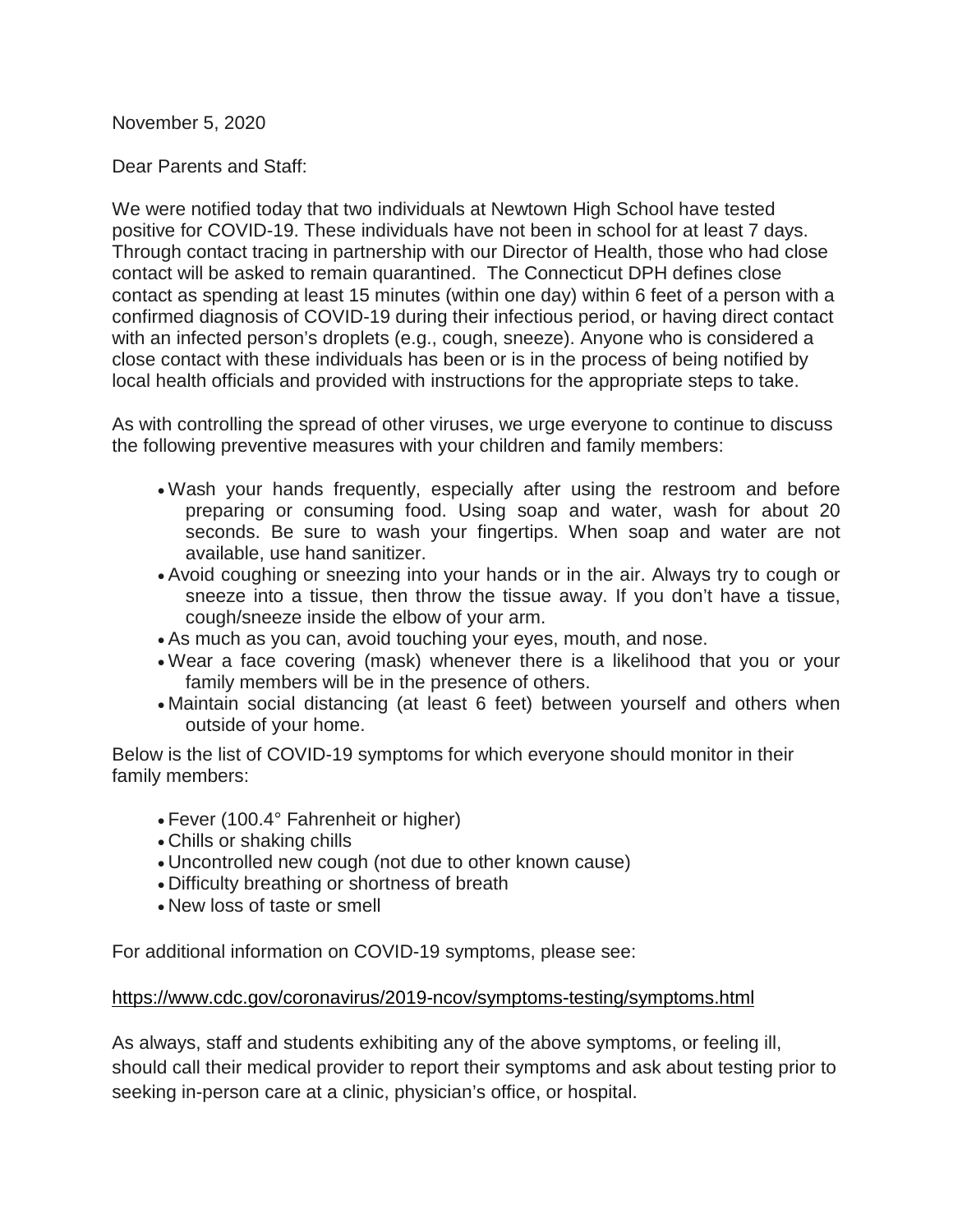November 5, 2020

Dear Parents and Staff:

We were notified today that two individuals at Newtown High School have tested positive for COVID-19. These individuals have not been in school for at least 7 days. Through contact tracing in partnership with our Director of Health, those who had close contact will be asked to remain quarantined. The Connecticut DPH defines close contact as spending at least 15 minutes (within one day) within 6 feet of a person with a confirmed diagnosis of COVID-19 during their infectious period, or having direct contact with an infected person's droplets (e.g., cough, sneeze). Anyone who is considered a close contact with these individuals has been or is in the process of being notified by local health officials and provided with instructions for the appropriate steps to take.

As with controlling the spread of other viruses, we urge everyone to continue to discuss the following preventive measures with your children and family members:

- Wash your hands frequently, especially after using the restroom and before preparing or consuming food. Using soap and water, wash for about 20 seconds. Be sure to wash your fingertips. When soap and water are not available, use hand sanitizer.
- Avoid coughing or sneezing into your hands or in the air. Always try to cough or sneeze into a tissue, then throw the tissue away. If you don't have a tissue, cough/sneeze inside the elbow of your arm.
- As much as you can, avoid touching your eyes, mouth, and nose.
- Wear a face covering (mask) whenever there is a likelihood that you or your family members will be in the presence of others.
- Maintain social distancing (at least 6 feet) between yourself and others when outside of your home.

Below is the list of COVID-19 symptoms for which everyone should monitor in their family members:

- Fever (100.4° Fahrenheit or higher)
- Chills or shaking chills
- Uncontrolled new cough (not due to other known cause)
- Difficulty breathing or shortness of breath
- New loss of taste or smell

For additional information on COVID-19 symptoms, please see:

https://www.cdc.gov/coronavirus/2019-ncov/symptoms-testing/symptoms.html

As always, staff and students exhibiting any of the above symptoms, or feeling ill, should call their medical provider to report their symptoms and ask about testing prior to seeking in-person care at a clinic, physician's office, or hospital.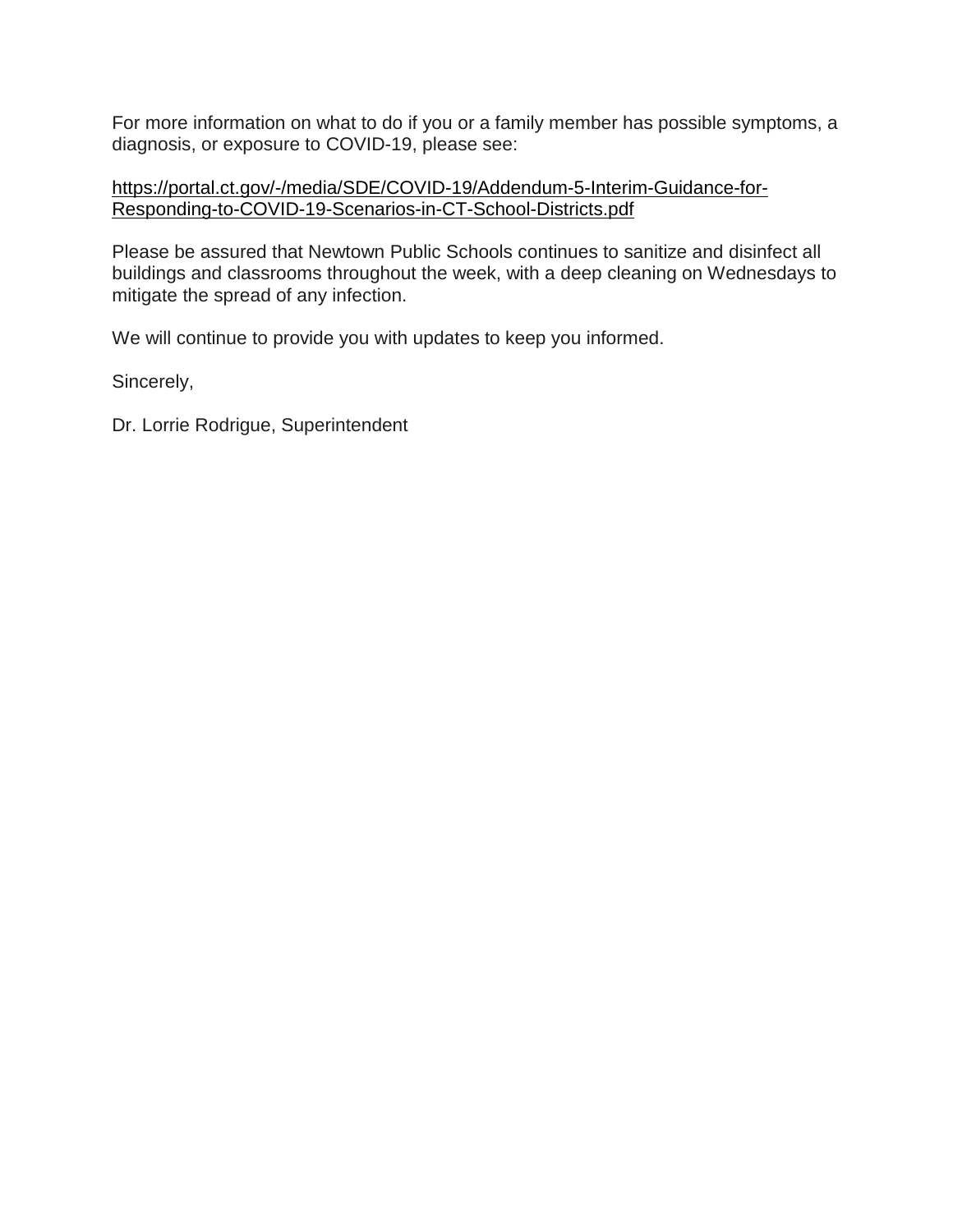For more information on what to do if you or a family member has possible symptoms, a diagnosis, or exposure to COVID-19, please see:

https://portal.ct.gov/-/media/SDE/COVID-19/Addendum-5-Interim-Guidance-for-Responding-to-COVID-19-Scenarios-in-CT-School-Districts.pdf

Please be assured that Newtown Public Schools continues to sanitize and disinfect all buildings and classrooms throughout the week, with a deep cleaning on Wednesdays to mitigate the spread of any infection.

We will continue to provide you with updates to keep you informed.

Sincerely,

Dr. Lorrie Rodrigue, Superintendent